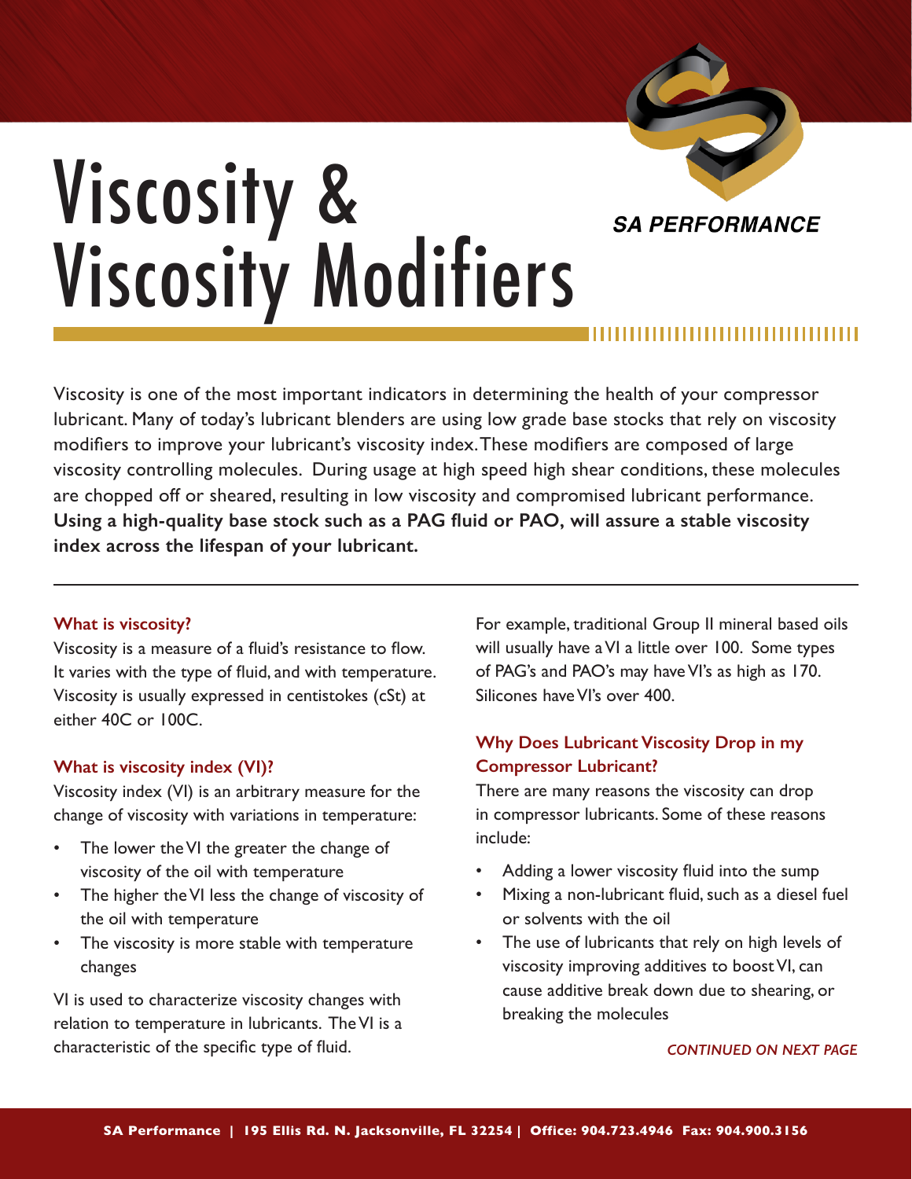# Viscosity & Viscosity Modifiers

SA PERFORMANCE

Viscosity is one of the most important indicators in determining the health of your compressor lubricant. Many of today's lubricant blenders are using low grade base stocks that rely on viscosity modifiers to improve your lubricant's viscosity index. These modifiers are composed of large viscosity controlling molecules. During usage at high speed high shear conditions, these molecules are chopped off or sheared, resulting in low viscosity and compromised lubricant performance. **Using a high-quality base stock such as a PAG fluid or PAO, will assure a stable viscosity index across the lifespan of your lubricant.**

---

### What is viscosity?

Viscosity is a measure of a fluid's resistance to flow. It varies with the type of fluid, and with temperature. Viscosity is usually expressed in centistokes (cSt) at either 40C or 100C.

### What is viscosity index (VI)?

Viscosity index (VI) is an arbitrary measure for the change of viscosity with variations in temperature:

- The lower the VI the greater the change of viscosity of the oil with temperature
- The higher the VI less the change of viscosity of the oil with temperature
- The viscosity is more stable with temperature changes

VI is used to characterize viscosity changes with relation to temperature in lubricants. The VI is a characteristic of the specific type of fluid.

For example, traditional Group II mineral based oils will usually have a VI a little over 100. Some types of PAG's and PAO's may have VI's as high as 170. Silicones have VI's over 400.

### Why Does Lubricant Viscosity Drop in my Compressor Lubricant?

There are many reasons the viscosity can drop in compressor lubricants. Some of these reasons include:

- Adding a lower viscosity fluid into the sump
- Mixing a non-lubricant fluid, such as a diesel fuel or solvents with the oil
- The use of lubricants that rely on high levels of viscosity improving additives to boost VI, can cause additive break down due to shearing, or breaking the molecules

*CONTINUED ON NEXT PAGE*

SA Performance | 195 Ellis Rd. N. Jacksonville, FL 32254 | Office: 904.723.4946 Fax: 904.900.3156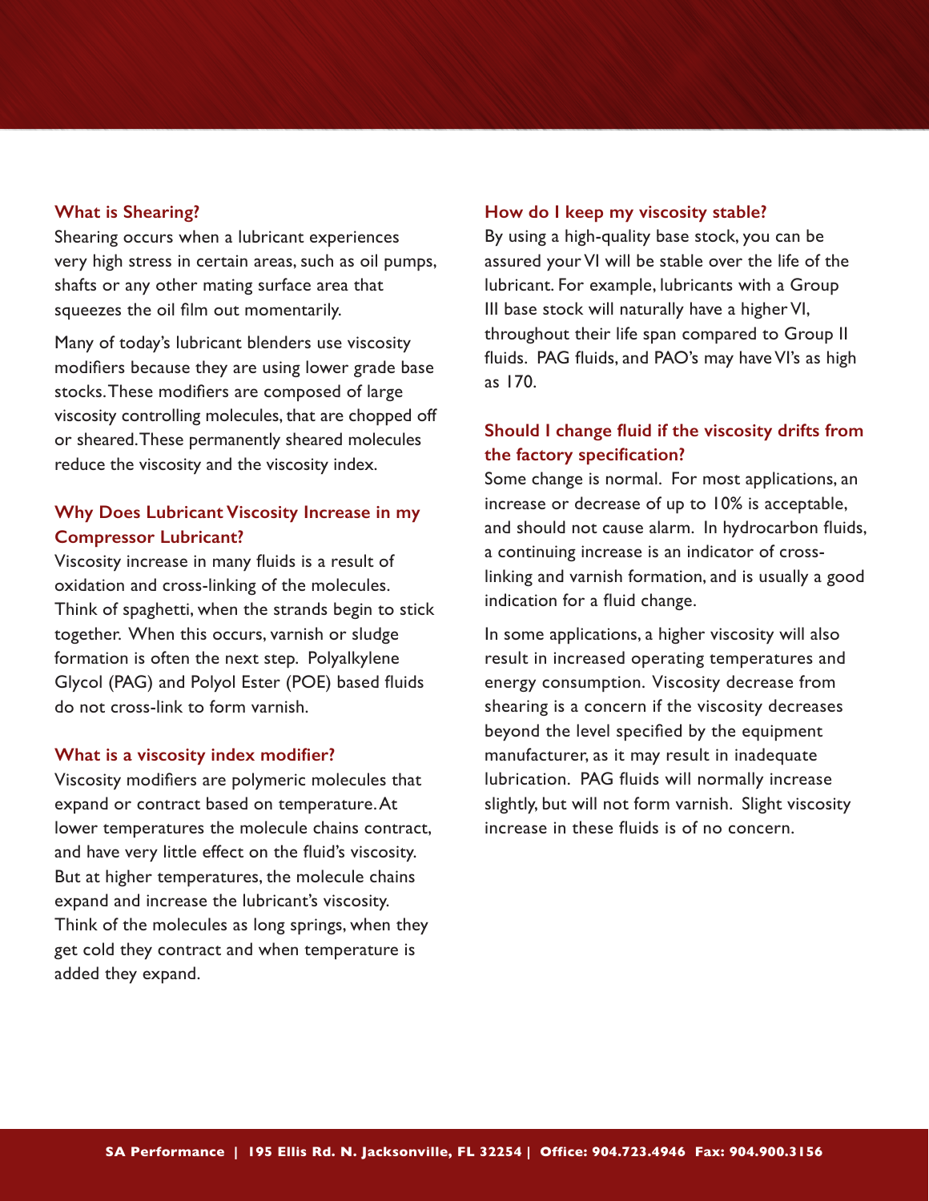## What is Shearing?

Shearing occurs when a lubricant experiences very high stress in certain areas, such as oil pumps, shafts or any other mating surface area that squeezes the oil film out momentarily.

Many of today's lubricant blenders use viscosity modifiers because they are using lower grade base stocks. These modifiers are composed of large viscosity controlling molecules, that are chopped off or sheared. These permanently sheared molecules reduce the viscosity and the viscosity index.

## Why Does Lubricant Viscosity Increase in my Compressor Lubricant?

Viscosity increase in many fluids is a result of oxidation and cross-linking of the molecules. Think of spaghetti, when the strands begin to stick together. When this occurs, varnish or sludge formation is often the next step. Polyalkylene Glycol (PAG) and Polyol Ester (POE) based fluids do not cross-link to form varnish.

## What is a viscosity index modifier?

Viscosity modifiers are polymeric molecules that expand or contract based on temperature. At lower temperatures the molecule chains contract, and have very little effect on the fluid's viscosity. But at higher temperatures, the molecule chains expand and increase the lubricant's viscosity. Think of the molecules as long springs, when they get cold they contract and when temperature is added they expand.

## How do I keep my viscosity stable?

By using a high-quality base stock, you can be assured your VI will be stable over the life of the lubricant. For example, lubricants with a Group III base stock will naturally have a higher VI, throughout their life span compared to Group II fluids. PAG fluids, and PAO's may have VI's as high as 170.

## Should I change fluid if the viscosity drifts from the factory specification?

Some change is normal. For most applications, an increase or decrease of up to 10% is acceptable, and should not cause alarm. In hydrocarbon fluids, a continuing increase is an indicator of cross-linking and varnish formation, and is usually a good indication for a fluid change.

In some applications, a higher viscosity will also result in increased operating temperatures and energy consumption. Viscosity decrease from shearing is a concern if the viscosity decreases beyond the level specified by the equipment manufacturer, as it may result in inadequate lubrication. PAG fluids will normally increase slightly, but will not form varnish. Slight viscosity increase in these fluids is of no concern.

**SA Performance | 195 Ellis Rd. N. Jacksonville, FL 32254 | Office: 904.723.4946 Fax: 904.900.3156**